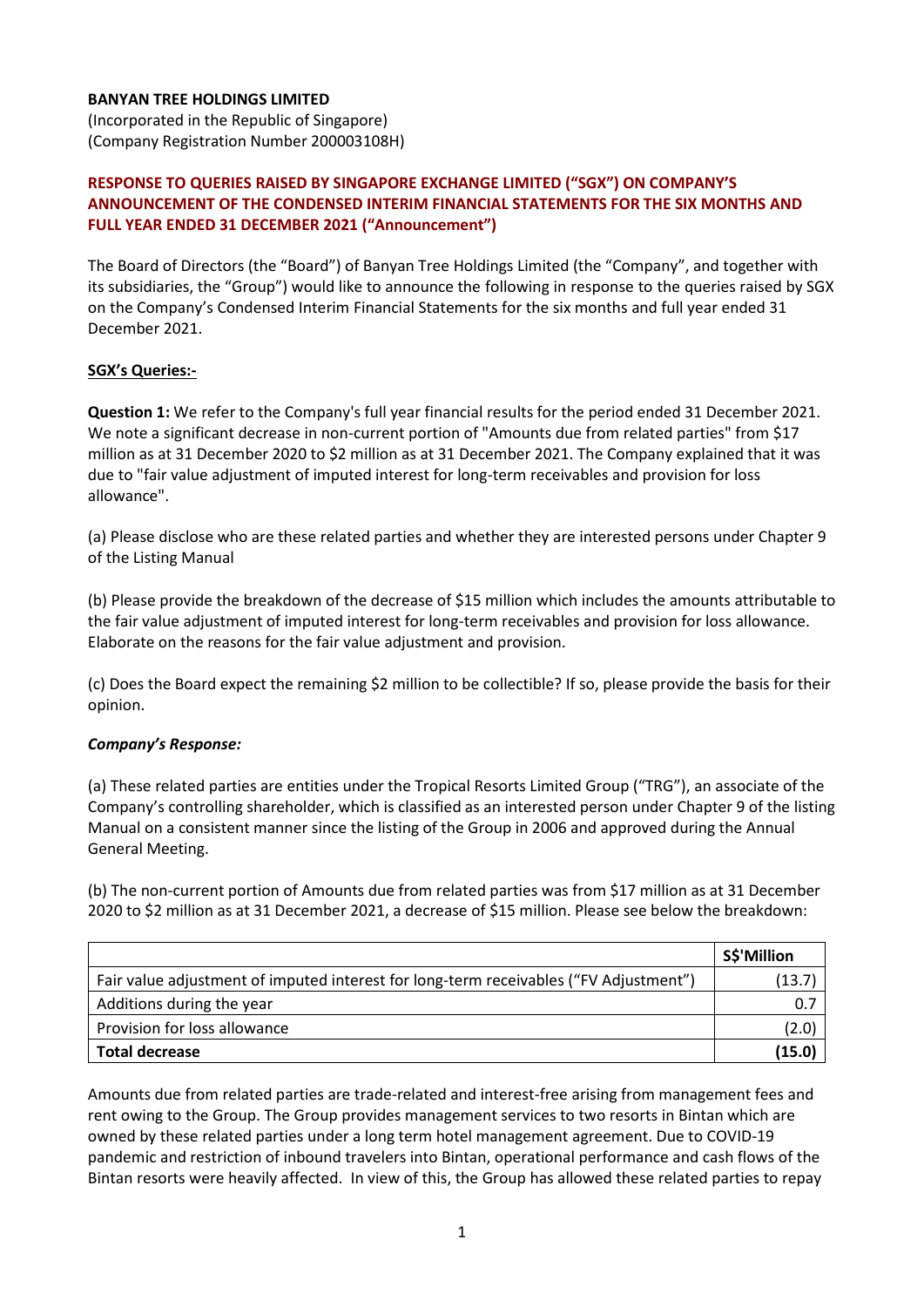**BANYAN TREE HOLDINGS LIMITED**
(Incorporated in the Republic of Singapore)
(Company Registration Number 200003108H)

**RESPONSE TO QUERIES RAISED BY SINGAPORE EXCHANGE LIMITED ("SGX") ON COMPANY'S ANNOUNCEMENT OF THE CONDENSED INTERIM FINANCIAL STATEMENTS FOR THE SIX MONTHS AND FULL YEAR ENDED 31 DECEMBER 2021 ("Announcement")**

The Board of Directors (the "Board") of Banyan Tree Holdings Limited (the "Company", and together with its subsidiaries, the "Group") would like to announce the following in response to the queries raised by SGX on the Company's Condensed Interim Financial Statements for the six months and full year ended 31 December 2021.

**SGX's Queries:-**

**Question 1:** We refer to the Company's full year financial results for the period ended 31 December 2021. We note a significant decrease in non-current portion of "Amounts due from related parties" from $17 million as at 31 December 2020 to $2 million as at 31 December 2021. The Company explained that it was due to "fair value adjustment of imputed interest for long-term receivables and provision for loss allowance".

(a) Please disclose who are these related parties and whether they are interested persons under Chapter 9 of the Listing Manual

(b) Please provide the breakdown of the decrease of $15 million which includes the amounts attributable to the fair value adjustment of imputed interest for long-term receivables and provision for loss allowance. Elaborate on the reasons for the fair value adjustment and provision.

(c) Does the Board expect the remaining $2 million to be collectible? If so, please provide the basis for their opinion.

***Company's Response:***

(a) These related parties are entities under the Tropical Resorts Limited Group ("TRG"), an associate of the Company's controlling shareholder, which is classified as an interested person under Chapter 9 of the listing Manual on a consistent manner since the listing of the Group in 2006 and approved during the Annual General Meeting.

(b) The non-current portion of Amounts due from related parties was from $17 million as at 31 December 2020 to $2 million as at 31 December 2021, a decrease of $15 million. Please see below the breakdown:

| | **S$'Million** |
|---|---|
| Fair value adjustment of imputed interest for long-term receivables ("FV Adjustment") | (13.7) |
| Additions during the year | 0.7 |
| Provision for loss allowance | (2.0) |
| **Total decrease** | **(15.0)** |

Amounts due from related parties are trade-related and interest-free arising from management fees and rent owing to the Group. The Group provides management services to two resorts in Bintan which are owned by these related parties under a long term hotel management agreement. Due to COVID-19 pandemic and restriction of inbound travelers into Bintan, operational performance and cash flows of the Bintan resorts were heavily affected. In view of this, the Group has allowed these related parties to repay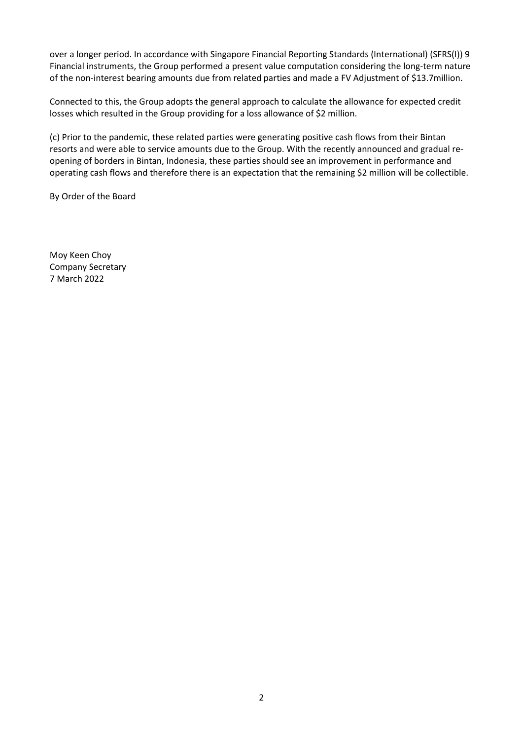over a longer period. In accordance with Singapore Financial Reporting Standards (International) (SFRS(I)) 9 Financial instruments, the Group performed a present value computation considering the long-term nature of the non-interest bearing amounts due from related parties and made a FV Adjustment of $13.7million.

Connected to this, the Group adopts the general approach to calculate the allowance for expected credit losses which resulted in the Group providing for a loss allowance of $2 million.

(c) Prior to the pandemic, these related parties were generating positive cash flows from their Bintan resorts and were able to service amounts due to the Group. With the recently announced and gradual re-opening of borders in Bintan, Indonesia, these parties should see an improvement in performance and operating cash flows and therefore there is an expectation that the remaining $2 million will be collectible.

By Order of the Board

Moy Keen Choy
Company Secretary
7 March 2022